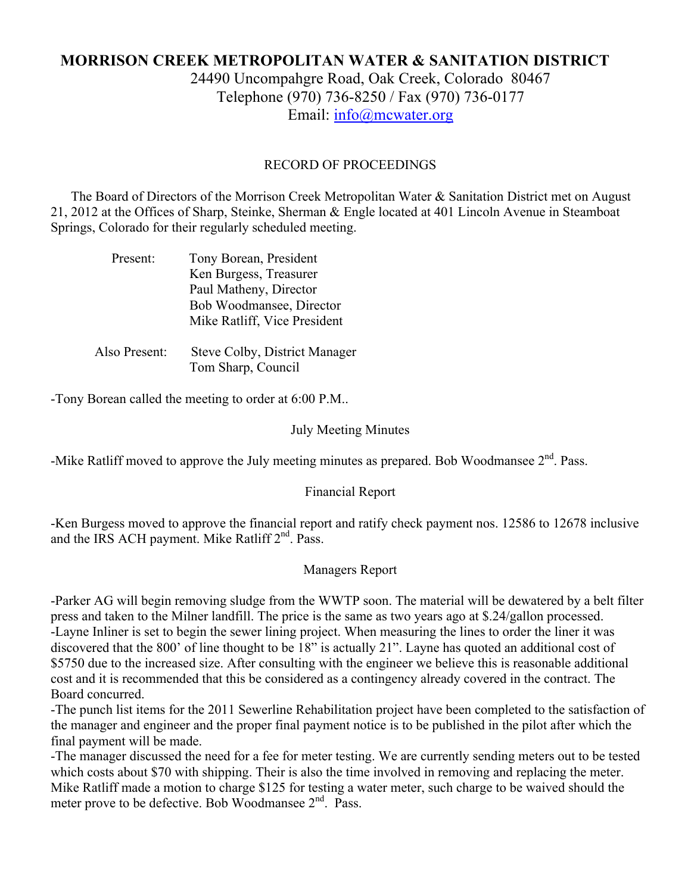# MORRISON CREEK METROPOLITAN WATER & SANITATION DISTRICT

24490 Uncompahgre Road, Oak Creek, Colorado 80467
Telephone (970) 736-8250 / Fax (970) 736-0177
Email: info@mcwater.org

RECORD OF PROCEEDINGS

The Board of Directors of the Morrison Creek Metropolitan Water & Sanitation District met on August 21, 2012 at the Offices of Sharp, Steinke, Sherman & Engle located at 401 Lincoln Avenue in Steamboat Springs, Colorado for their regularly scheduled meeting.

Present: Tony Borean, President
Ken Burgess, Treasurer
Paul Matheny, Director
Bob Woodmansee, Director
Mike Ratliff, Vice President

Also Present: Steve Colby, District Manager
Tom Sharp, Council

-Tony Borean called the meeting to order at 6:00 P.M..

July Meeting Minutes

-Mike Ratliff moved to approve the July meeting minutes as prepared. Bob Woodmansee 2nd. Pass.

Financial Report

-Ken Burgess moved to approve the financial report and ratify check payment nos. 12586 to 12678 inclusive and the IRS ACH payment. Mike Ratliff 2nd. Pass.

Managers Report

-Parker AG will begin removing sludge from the WWTP soon. The material will be dewatered by a belt filter press and taken to the Milner landfill. The price is the same as two years ago at $.24/gallon processed.
-Layne Inliner is set to begin the sewer lining project. When measuring the lines to order the liner it was discovered that the 800' of line thought to be 18" is actually 21". Layne has quoted an additional cost of $5750 due to the increased size. After consulting with the engineer we believe this is reasonable additional cost and it is recommended that this be considered as a contingency already covered in the contract. The Board concurred.
-The punch list items for the 2011 Sewerline Rehabilitation project have been completed to the satisfaction of the manager and engineer and the proper final payment notice is to be published in the pilot after which the final payment will be made.
-The manager discussed the need for a fee for meter testing. We are currently sending meters out to be tested which costs about $70 with shipping. Their is also the time involved in removing and replacing the meter. Mike Ratliff made a motion to charge $125 for testing a water meter, such charge to be waived should the meter prove to be defective. Bob Woodmansee 2nd. Pass.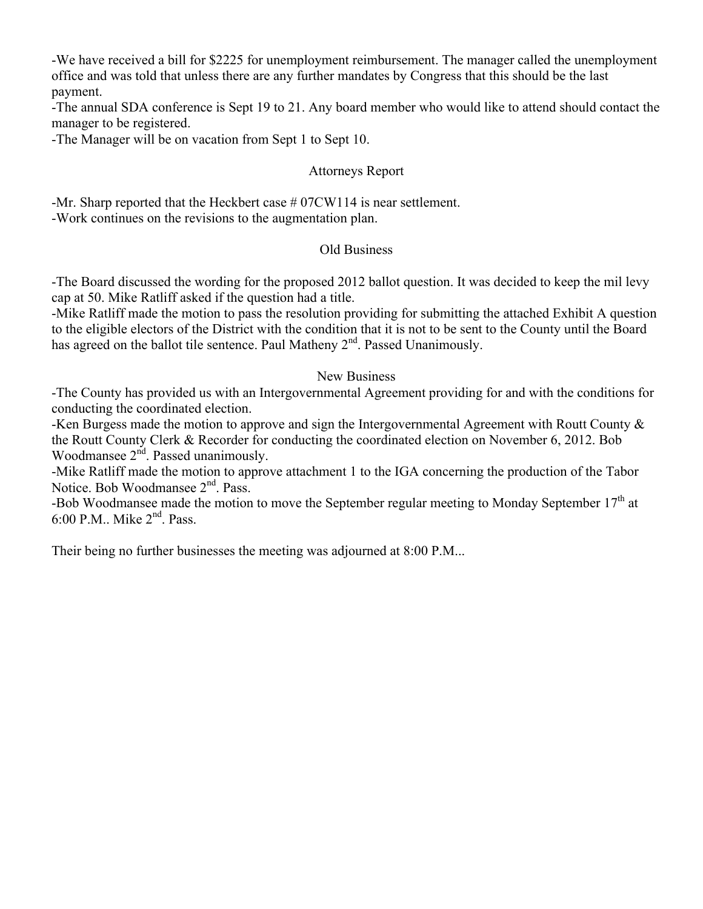-We have received a bill for $2225 for unemployment reimbursement. The manager called the unemployment office and was told that unless there are any further mandates by Congress that this should be the last payment.

-The annual SDA conference is Sept 19 to 21. Any board member who would like to attend should contact the manager to be registered.

-The Manager will be on vacation from Sept 1 to Sept 10.

## Attorneys Report

-Mr. Sharp reported that the Heckbert case # 07CW114 is near settlement.

-Work continues on the revisions to the augmentation plan.

## Old Business

-The Board discussed the wording for the proposed 2012 ballot question. It was decided to keep the mil levy cap at 50. Mike Ratliff asked if the question had a title.

-Mike Ratliff made the motion to pass the resolution providing for submitting the attached Exhibit A question to the eligible electors of the District with the condition that it is not to be sent to the County until the Board has agreed on the ballot tile sentence. Paul Matheny 2nd. Passed Unanimously.

## New Business

-The County has provided us with an Intergovernmental Agreement providing for and with the conditions for conducting the coordinated election.

-Ken Burgess made the motion to approve and sign the Intergovernmental Agreement with Routt County & the Routt County Clerk & Recorder for conducting the coordinated election on November 6, 2012. Bob Woodmansee 2nd. Passed unanimously.

-Mike Ratliff made the motion to approve attachment 1 to the IGA concerning the production of the Tabor Notice. Bob Woodmansee 2nd. Pass.

-Bob Woodmansee made the motion to move the September regular meeting to Monday September 17th at 6:00 P.M.. Mike 2nd. Pass.

Their being no further businesses the meeting was adjourned at 8:00 P.M...